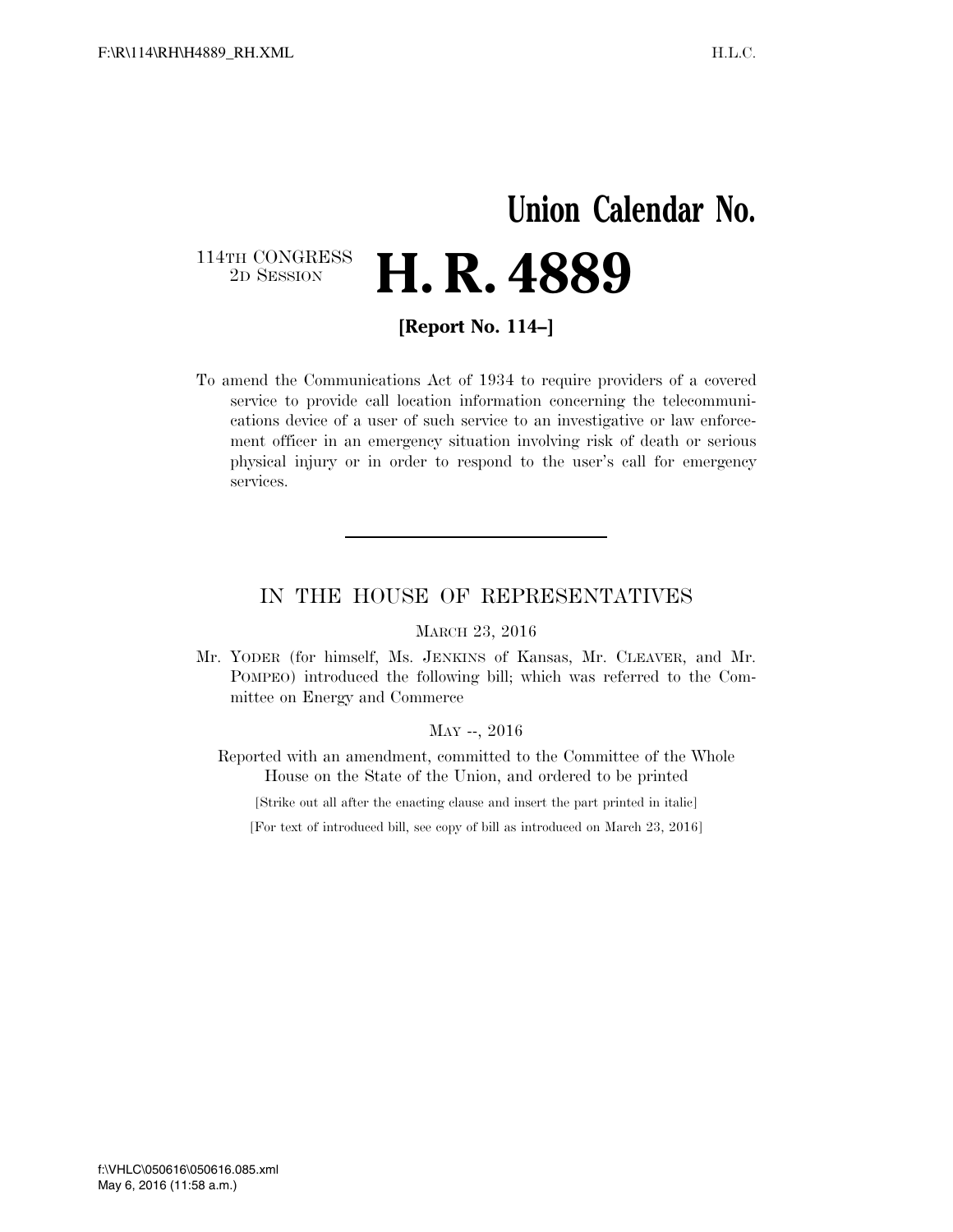# Union Calendar No.

114TH CONGRESS
2D SESSION

# H. R. 4889

**[Report No. 114–]**

To amend the Communications Act of 1934 to require providers of a covered service to provide call location information concerning the telecommunications device of a user of such service to an investigative or law enforcement officer in an emergency situation involving risk of death or serious physical injury or in order to respond to the user's call for emergency services.

---

## IN THE HOUSE OF REPRESENTATIVES

MARCH 23, 2016

Mr. YODER (for himself, Ms. JENKINS of Kansas, Mr. CLEAVER, and Mr. POMPEO) introduced the following bill; which was referred to the Committee on Energy and Commerce

MAY --, 2016

Reported with an amendment, committed to the Committee of the Whole House on the State of the Union, and ordered to be printed

[Strike out all after the enacting clause and insert the part printed in italic]

[For text of introduced bill, see copy of bill as introduced on March 23, 2016]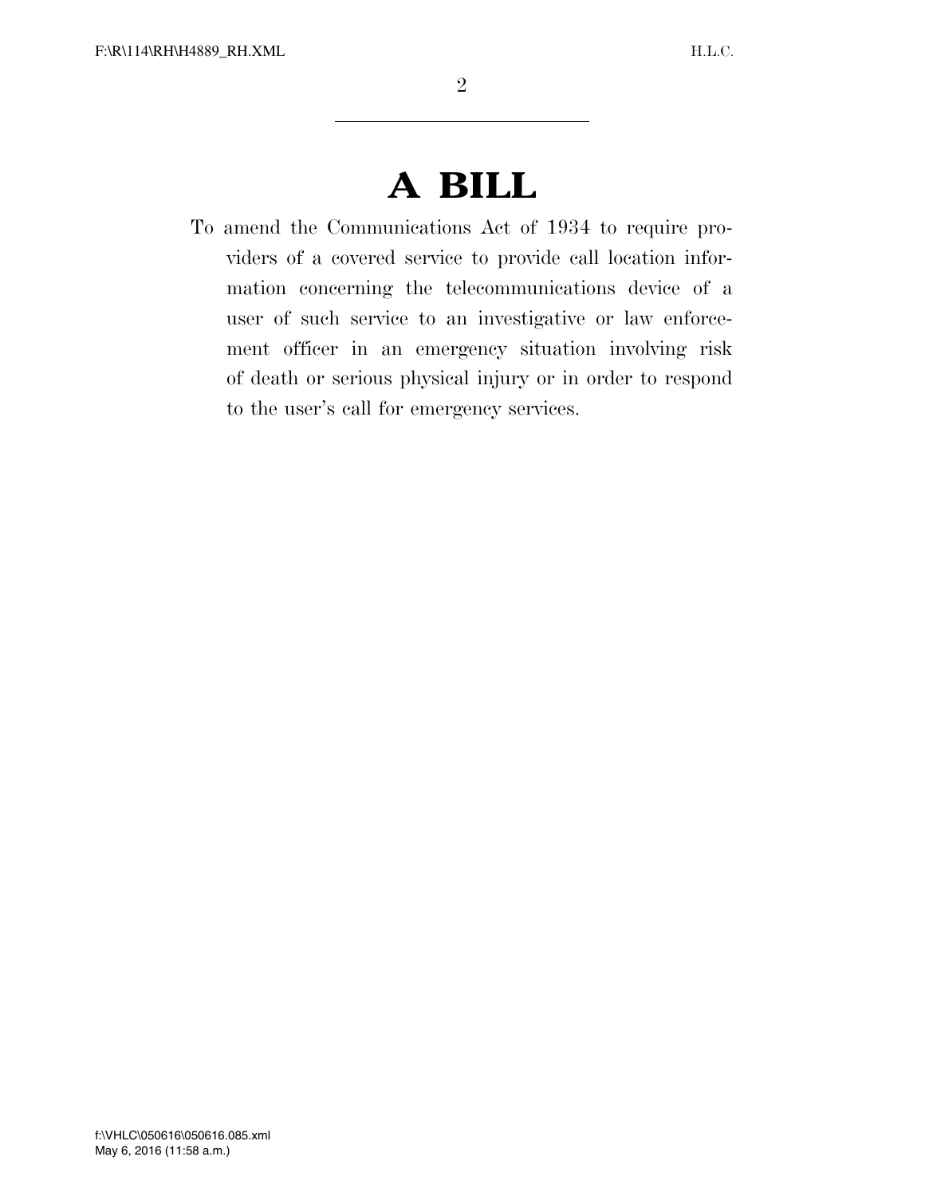# A BILL

To amend the Communications Act of 1934 to require providers of a covered service to provide call location information concerning the telecommunications device of a user of such service to an investigative or law enforcement officer in an emergency situation involving risk of death or serious physical injury or in order to respond to the user's call for emergency services.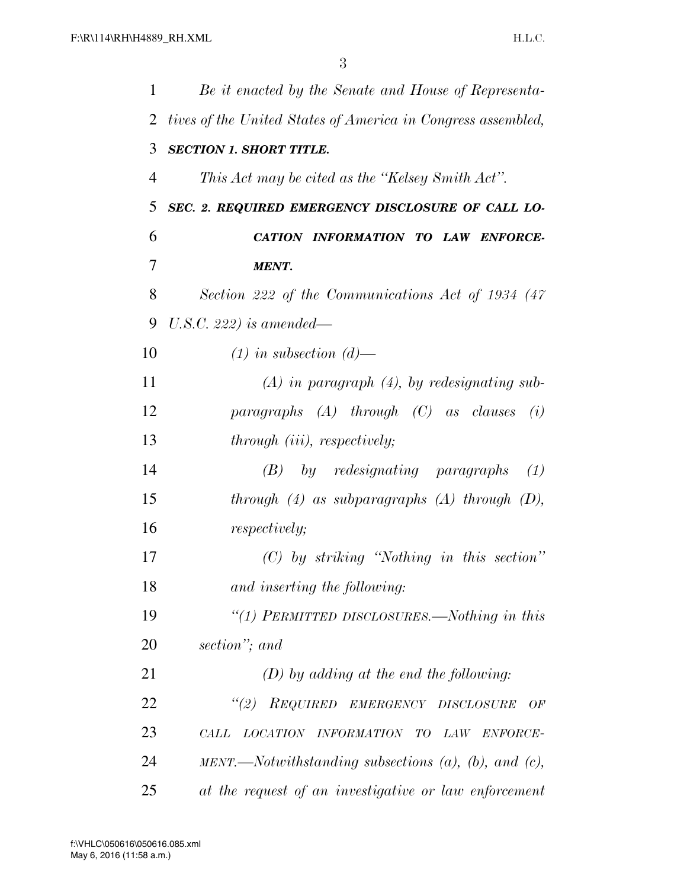*Be it enacted by the Senate and House of Representatives of the United States of America in Congress assembled,*

***SECTION 1. SHORT TITLE.***

*This Act may be cited as the "Kelsey Smith Act".*

***SEC. 2. REQUIRED EMERGENCY DISCLOSURE OF CALL LOCATION INFORMATION TO LAW ENFORCEMENT.***

*Section 222 of the Communications Act of 1934 (47 U.S.C. 222) is amended—*

*(1) in subsection (d)—*

*(A) in paragraph (4), by redesignating subparagraphs (A) through (C) as clauses (i) through (iii), respectively;*

*(B) by redesignating paragraphs (1) through (4) as subparagraphs (A) through (D), respectively;*

*(C) by striking "Nothing in this section" and inserting the following:*

*"(1) PERMITTED DISCLOSURES.—Nothing in this section"; and*

*(D) by adding at the end the following:*

*"(2) REQUIRED EMERGENCY DISCLOSURE OF CALL LOCATION INFORMATION TO LAW ENFORCEMENT.—Notwithstanding subsections (a), (b), and (c), at the request of an investigative or law enforcement*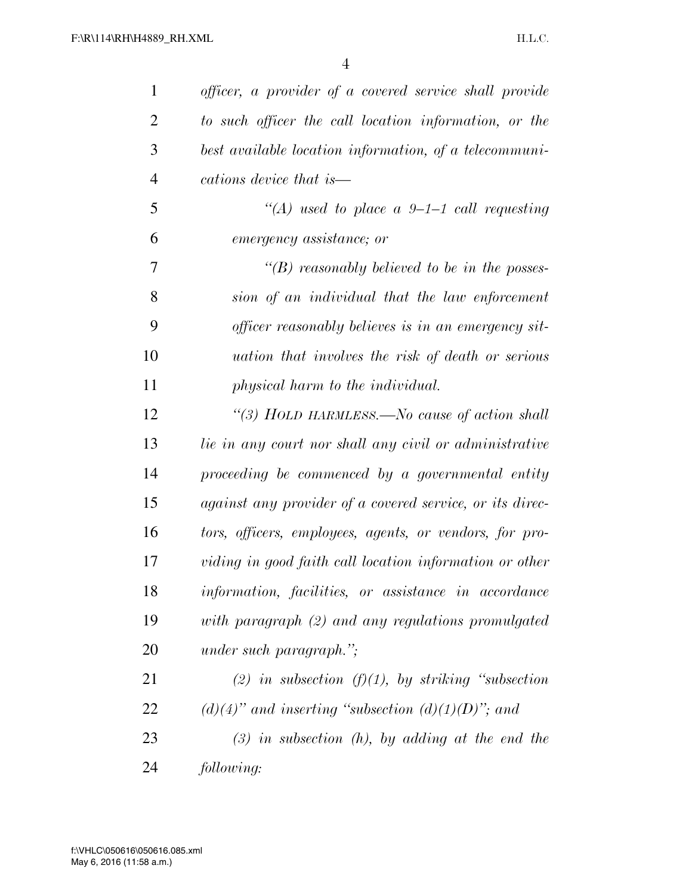*officer, a provider of a covered service shall provide to such officer the call location information, or the best available location information, of a telecommunications device that is—*

*"(A) used to place a 9–1–1 call requesting emergency assistance; or*

*"(B) reasonably believed to be in the possession of an individual that the law enforcement officer reasonably believes is in an emergency situation that involves the risk of death or serious physical harm to the individual.*

*"(3) HOLD HARMLESS.—No cause of action shall lie in any court nor shall any civil or administrative proceeding be commenced by a governmental entity against any provider of a covered service, or its directors, officers, employees, agents, or vendors, for providing in good faith call location information or other information, facilities, or assistance in accordance with paragraph (2) and any regulations promulgated under such paragraph.";*

*(2) in subsection (f)(1), by striking "subsection (d)(4)" and inserting "subsection (d)(1)(D)"; and*

*(3) in subsection (h), by adding at the end the following:*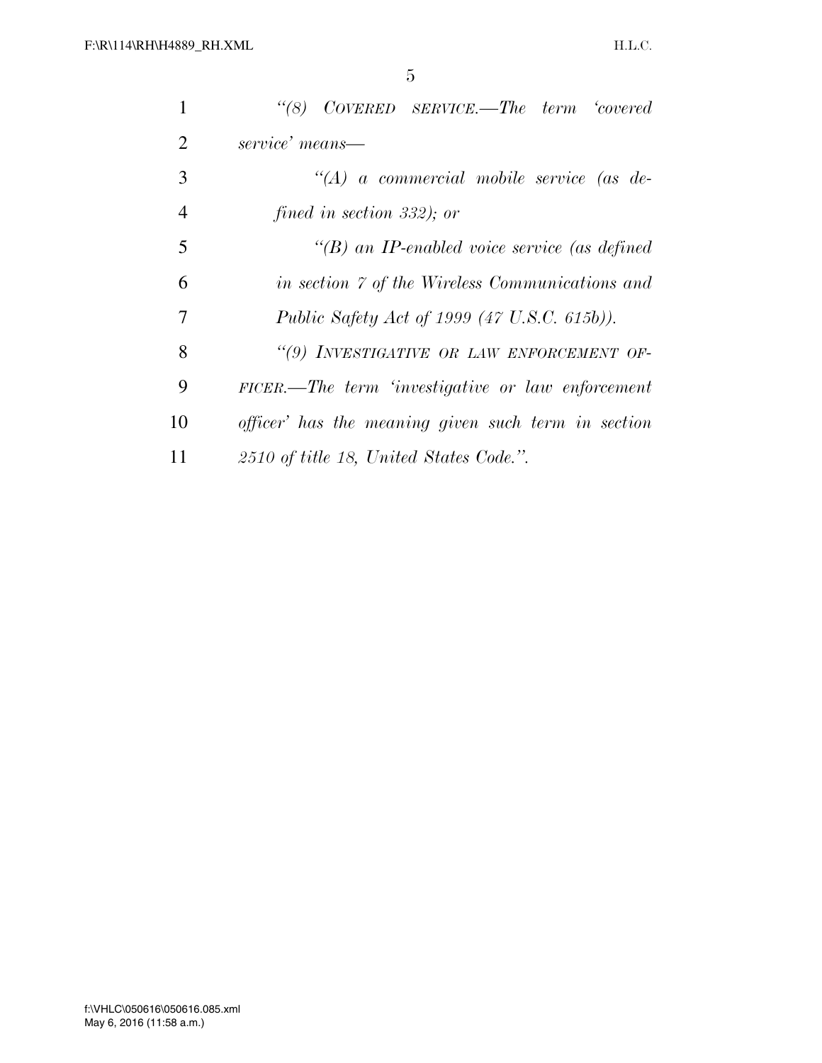*"(8) COVERED SERVICE.—The term 'covered service' means—*

*"(A) a commercial mobile service (as defined in section 332); or*

*"(B) an IP-enabled voice service (as defined in section 7 of the Wireless Communications and Public Safety Act of 1999 (47 U.S.C. 615b)).*

*"(9) INVESTIGATIVE OR LAW ENFORCEMENT OFFICER.—The term 'investigative or law enforcement officer' has the meaning given such term in section 2510 of title 18, United States Code.".*